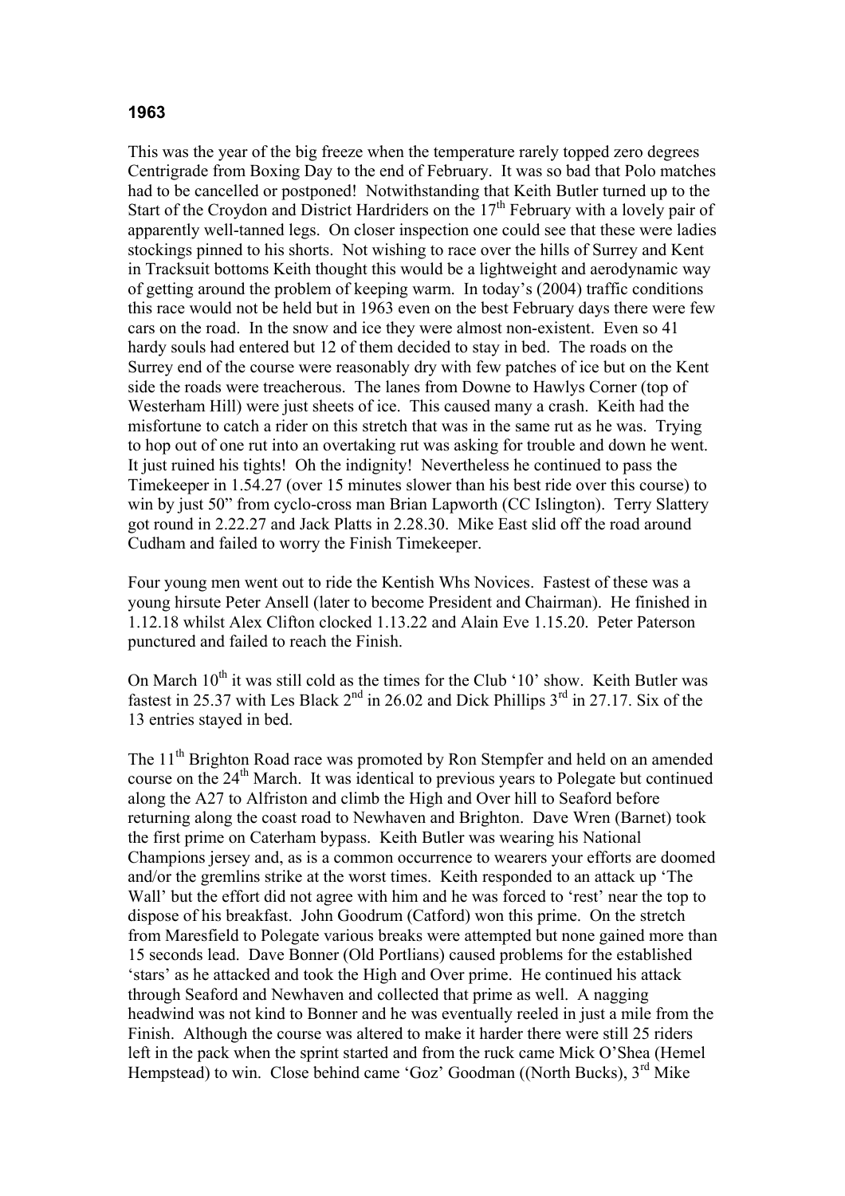**1963**

This was the year of the big freeze when the temperature rarely topped zero degrees Centrigrade from Boxing Day to the end of February. It was so bad that Polo matches had to be cancelled or postponed! Notwithstanding that Keith Butler turned up to the Start of the Croydon and District Hardriders on the 17th February with a lovely pair of apparently well-tanned legs. On closer inspection one could see that these were ladies stockings pinned to his shorts. Not wishing to race over the hills of Surrey and Kent in Tracksuit bottoms Keith thought this would be a lightweight and aerodynamic way of getting around the problem of keeping warm. In today's (2004) traffic conditions this race would not be held but in 1963 even on the best February days there were few cars on the road. In the snow and ice they were almost non-existent. Even so 41 hardy souls had entered but 12 of them decided to stay in bed. The roads on the Surrey end of the course were reasonably dry with few patches of ice but on the Kent side the roads were treacherous. The lanes from Downe to Hawlys Corner (top of Westerham Hill) were just sheets of ice. This caused many a crash. Keith had the misfortune to catch a rider on this stretch that was in the same rut as he was. Trying to hop out of one rut into an overtaking rut was asking for trouble and down he went. It just ruined his tights! Oh the indignity! Nevertheless he continued to pass the Timekeeper in 1.54.27 (over 15 minutes slower than his best ride over this course) to win by just 50" from cyclo-cross man Brian Lapworth (CC Islington). Terry Slattery got round in 2.22.27 and Jack Platts in 2.28.30. Mike East slid off the road around Cudham and failed to worry the Finish Timekeeper.

Four young men went out to ride the Kentish Whs Novices. Fastest of these was a young hirsute Peter Ansell (later to become President and Chairman). He finished in 1.12.18 whilst Alex Clifton clocked 1.13.22 and Alain Eve 1.15.20. Peter Paterson punctured and failed to reach the Finish.

On March 10th it was still cold as the times for the Club '10' show. Keith Butler was fastest in 25.37 with Les Black 2nd in 26.02 and Dick Phillips 3rd in 27.17. Six of the 13 entries stayed in bed.

The 11th Brighton Road race was promoted by Ron Stempfer and held on an amended course on the 24th March. It was identical to previous years to Polegate but continued along the A27 to Alfriston and climb the High and Over hill to Seaford before returning along the coast road to Newhaven and Brighton. Dave Wren (Barnet) took the first prime on Caterham bypass. Keith Butler was wearing his National Champions jersey and, as is a common occurrence to wearers your efforts are doomed and/or the gremlins strike at the worst times. Keith responded to an attack up 'The Wall' but the effort did not agree with him and he was forced to 'rest' near the top to dispose of his breakfast. John Goodrum (Catford) won this prime. On the stretch from Maresfield to Polegate various breaks were attempted but none gained more than 15 seconds lead. Dave Bonner (Old Portlians) caused problems for the established 'stars' as he attacked and took the High and Over prime. He continued his attack through Seaford and Newhaven and collected that prime as well. A nagging headwind was not kind to Bonner and he was eventually reeled in just a mile from the Finish. Although the course was altered to make it harder there were still 25 riders left in the pack when the sprint started and from the ruck came Mick O'Shea (Hemel Hempstead) to win. Close behind came 'Goz' Goodman ((North Bucks), 3rd Mike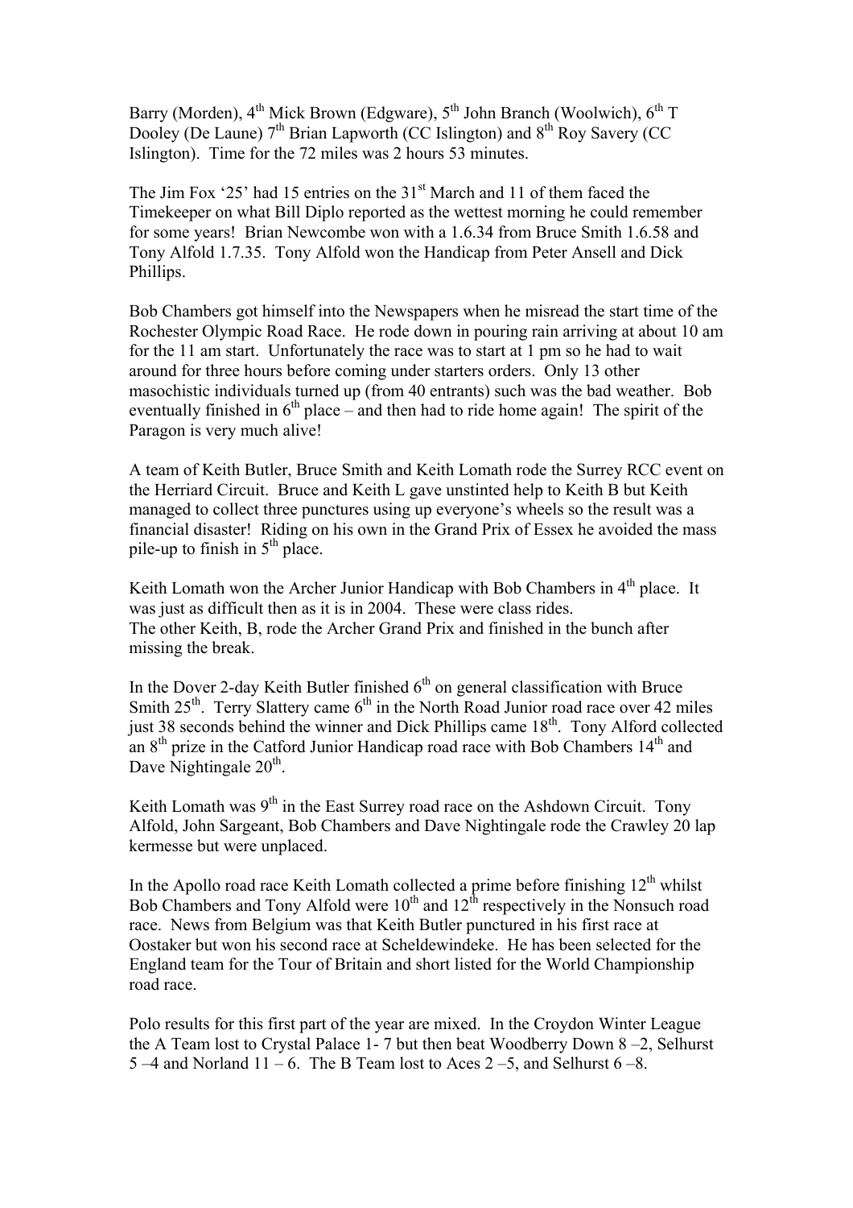Barry (Morden), 4th Mick Brown (Edgware), 5th John Branch (Woolwich), 6th T Dooley (De Laune) 7th Brian Lapworth (CC Islington) and 8th Roy Savery (CC Islington). Time for the 72 miles was 2 hours 53 minutes.

The Jim Fox '25' had 15 entries on the 31st March and 11 of them faced the Timekeeper on what Bill Diplo reported as the wettest morning he could remember for some years! Brian Newcombe won with a 1.6.34 from Bruce Smith 1.6.58 and Tony Alfold 1.7.35. Tony Alfold won the Handicap from Peter Ansell and Dick Phillips.

Bob Chambers got himself into the Newspapers when he misread the start time of the Rochester Olympic Road Race. He rode down in pouring rain arriving at about 10 am for the 11 am start. Unfortunately the race was to start at 1 pm so he had to wait around for three hours before coming under starters orders. Only 13 other masochistic individuals turned up (from 40 entrants) such was the bad weather. Bob eventually finished in 6th place – and then had to ride home again! The spirit of the Paragon is very much alive!

A team of Keith Butler, Bruce Smith and Keith Lomath rode the Surrey RCC event on the Herriard Circuit. Bruce and Keith L gave unstinted help to Keith B but Keith managed to collect three punctures using up everyone's wheels so the result was a financial disaster! Riding on his own in the Grand Prix of Essex he avoided the mass pile-up to finish in 5th place.

Keith Lomath won the Archer Junior Handicap with Bob Chambers in 4th place. It was just as difficult then as it is in 2004. These were class rides.
The other Keith, B, rode the Archer Grand Prix and finished in the bunch after missing the break.

In the Dover 2-day Keith Butler finished 6th on general classification with Bruce Smith 25th. Terry Slattery came 6th in the North Road Junior road race over 42 miles just 38 seconds behind the winner and Dick Phillips came 18th. Tony Alford collected an 8th prize in the Catford Junior Handicap road race with Bob Chambers 14th and Dave Nightingale 20th.

Keith Lomath was 9th in the East Surrey road race on the Ashdown Circuit. Tony Alfold, John Sargeant, Bob Chambers and Dave Nightingale rode the Crawley 20 lap kermesse but were unplaced.

In the Apollo road race Keith Lomath collected a prime before finishing 12th whilst Bob Chambers and Tony Alfold were 10th and 12th respectively in the Nonsuch road race. News from Belgium was that Keith Butler punctured in his first race at Oostaker but won his second race at Scheldewindeke. He has been selected for the England team for the Tour of Britain and short listed for the World Championship road race.

Polo results for this first part of the year are mixed. In the Croydon Winter League the A Team lost to Crystal Palace 1- 7 but then beat Woodberry Down 8 –2, Selhurst 5 –4 and Norland 11 – 6. The B Team lost to Aces 2 –5, and Selhurst 6 –8.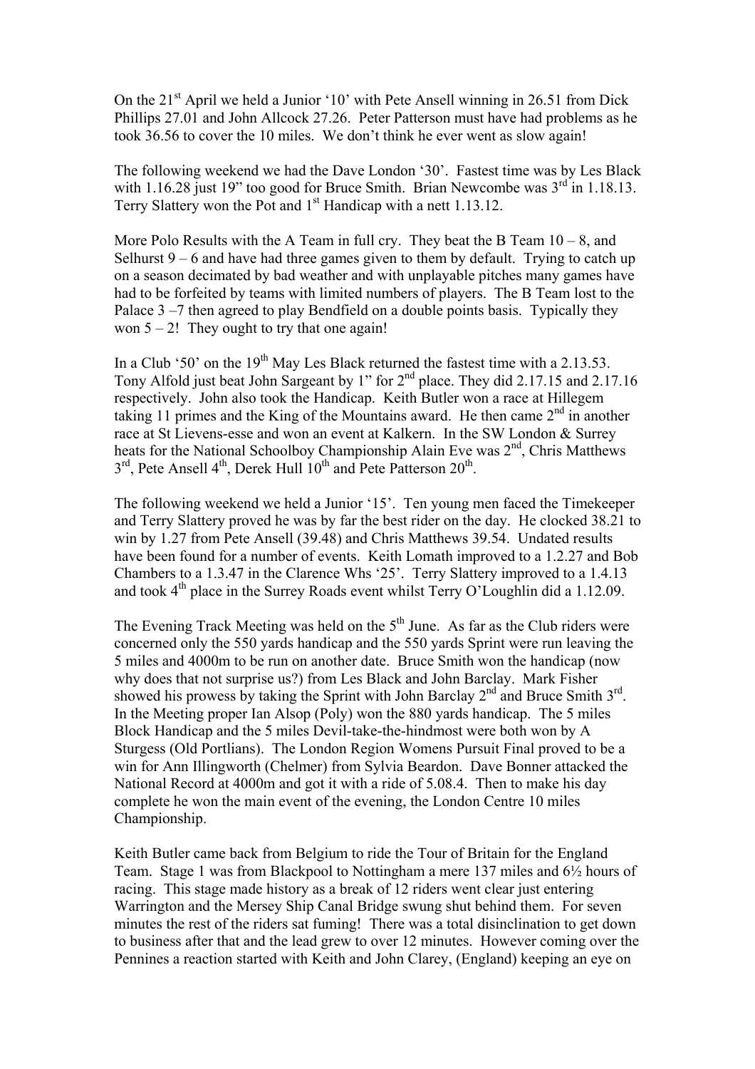On the 21st April we held a Junior '10' with Pete Ansell winning in 26.51 from Dick Phillips 27.01 and John Allcock 27.26. Peter Patterson must have had problems as he took 36.56 to cover the 10 miles. We don't think he ever went as slow again!

The following weekend we had the Dave London '30'. Fastest time was by Les Black with 1.16.28 just 19" too good for Bruce Smith. Brian Newcombe was 3rd in 1.18.13. Terry Slattery won the Pot and 1st Handicap with a nett 1.13.12.

More Polo Results with the A Team in full cry. They beat the B Team 10 – 8, and Selhurst 9 – 6 and have had three games given to them by default. Trying to catch up on a season decimated by bad weather and with unplayable pitches many games have had to be forfeited by teams with limited numbers of players. The B Team lost to the Palace 3 –7 then agreed to play Bendfield on a double points basis. Typically they won 5 – 2! They ought to try that one again!

In a Club '50' on the 19th May Les Black returned the fastest time with a 2.13.53. Tony Alfold just beat John Sargeant by 1" for 2nd place. They did 2.17.15 and 2.17.16 respectively. John also took the Handicap. Keith Butler won a race at Hillegem taking 11 primes and the King of the Mountains award. He then came 2nd in another race at St Lievens-esse and won an event at Kalkern. In the SW London & Surrey heats for the National Schoolboy Championship Alain Eve was 2nd, Chris Matthews 3rd, Pete Ansell 4th, Derek Hull 10th and Pete Patterson 20th.

The following weekend we held a Junior '15'. Ten young men faced the Timekeeper and Terry Slattery proved he was by far the best rider on the day. He clocked 38.21 to win by 1.27 from Pete Ansell (39.48) and Chris Matthews 39.54. Undated results have been found for a number of events. Keith Lomath improved to a 1.2.27 and Bob Chambers to a 1.3.47 in the Clarence Whs '25'. Terry Slattery improved to a 1.4.13 and took 4th place in the Surrey Roads event whilst Terry O'Loughlin did a 1.12.09.

The Evening Track Meeting was held on the 5th June. As far as the Club riders were concerned only the 550 yards handicap and the 550 yards Sprint were run leaving the 5 miles and 4000m to be run on another date. Bruce Smith won the handicap (now why does that not surprise us?) from Les Black and John Barclay. Mark Fisher showed his prowess by taking the Sprint with John Barclay 2nd and Bruce Smith 3rd. In the Meeting proper Ian Alsop (Poly) won the 880 yards handicap. The 5 miles Block Handicap and the 5 miles Devil-take-the-hindmost were both won by A Sturgess (Old Portlians). The London Region Womens Pursuit Final proved to be a win for Ann Illingworth (Chelmer) from Sylvia Beardon. Dave Bonner attacked the National Record at 4000m and got it with a ride of 5.08.4. Then to make his day complete he won the main event of the evening, the London Centre 10 miles Championship.

Keith Butler came back from Belgium to ride the Tour of Britain for the England Team. Stage 1 was from Blackpool to Nottingham a mere 137 miles and 6½ hours of racing. This stage made history as a break of 12 riders went clear just entering Warrington and the Mersey Ship Canal Bridge swung shut behind them. For seven minutes the rest of the riders sat fuming! There was a total disinclination to get down to business after that and the lead grew to over 12 minutes. However coming over the Pennines a reaction started with Keith and John Clarey, (England) keeping an eye on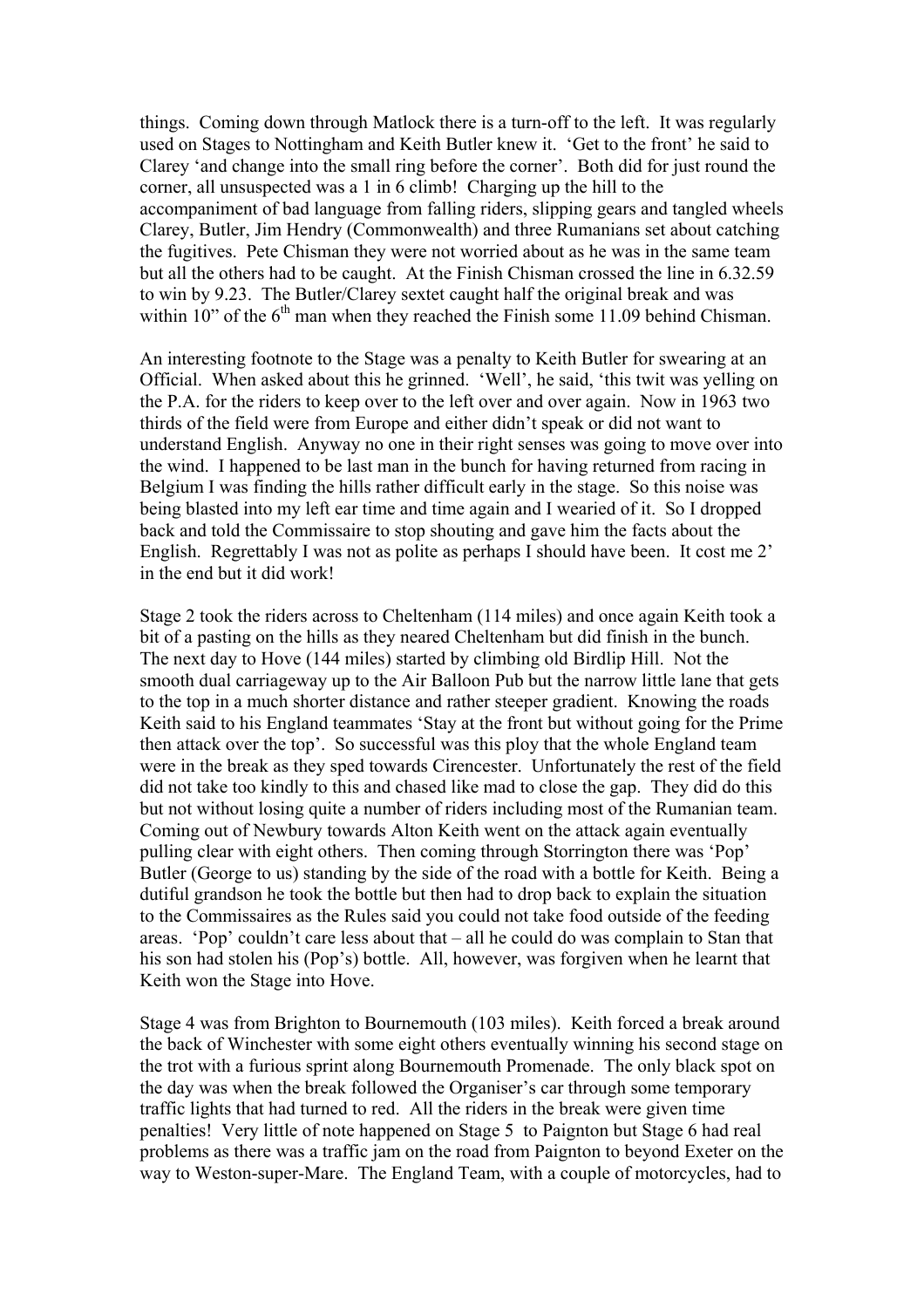things. Coming down through Matlock there is a turn-off to the left. It was regularly used on Stages to Nottingham and Keith Butler knew it. 'Get to the front' he said to Clarey 'and change into the small ring before the corner'. Both did for just round the corner, all unsuspected was a 1 in 6 climb! Charging up the hill to the accompaniment of bad language from falling riders, slipping gears and tangled wheels Clarey, Butler, Jim Hendry (Commonwealth) and three Rumanians set about catching the fugitives. Pete Chisman they were not worried about as he was in the same team but all the others had to be caught. At the Finish Chisman crossed the line in 6.32.59 to win by 9.23. The Butler/Clarey sextet caught half the original break and was within 10" of the 6th man when they reached the Finish some 11.09 behind Chisman.

An interesting footnote to the Stage was a penalty to Keith Butler for swearing at an Official. When asked about this he grinned. 'Well', he said, 'this twit was yelling on the P.A. for the riders to keep over to the left over and over again. Now in 1963 two thirds of the field were from Europe and either didn't speak or did not want to understand English. Anyway no one in their right senses was going to move over into the wind. I happened to be last man in the bunch for having returned from racing in Belgium I was finding the hills rather difficult early in the stage. So this noise was being blasted into my left ear time and time again and I wearied of it. So I dropped back and told the Commissaire to stop shouting and gave him the facts about the English. Regrettably I was not as polite as perhaps I should have been. It cost me 2' in the end but it did work!

Stage 2 took the riders across to Cheltenham (114 miles) and once again Keith took a bit of a pasting on the hills as they neared Cheltenham but did finish in the bunch. The next day to Hove (144 miles) started by climbing old Birdlip Hill. Not the smooth dual carriageway up to the Air Balloon Pub but the narrow little lane that gets to the top in a much shorter distance and rather steeper gradient. Knowing the roads Keith said to his England teammates 'Stay at the front but without going for the Prime then attack over the top'. So successful was this ploy that the whole England team were in the break as they sped towards Cirencester. Unfortunately the rest of the field did not take too kindly to this and chased like mad to close the gap. They did do this but not without losing quite a number of riders including most of the Rumanian team. Coming out of Newbury towards Alton Keith went on the attack again eventually pulling clear with eight others. Then coming through Storrington there was 'Pop' Butler (George to us) standing by the side of the road with a bottle for Keith. Being a dutiful grandson he took the bottle but then had to drop back to explain the situation to the Commissaires as the Rules said you could not take food outside of the feeding areas. 'Pop' couldn't care less about that – all he could do was complain to Stan that his son had stolen his (Pop's) bottle. All, however, was forgiven when he learnt that Keith won the Stage into Hove.

Stage 4 was from Brighton to Bournemouth (103 miles). Keith forced a break around the back of Winchester with some eight others eventually winning his second stage on the trot with a furious sprint along Bournemouth Promenade. The only black spot on the day was when the break followed the Organiser's car through some temporary traffic lights that had turned to red. All the riders in the break were given time penalties! Very little of note happened on Stage 5 to Paignton but Stage 6 had real problems as there was a traffic jam on the road from Paignton to beyond Exeter on the way to Weston-super-Mare. The England Team, with a couple of motorcycles, had to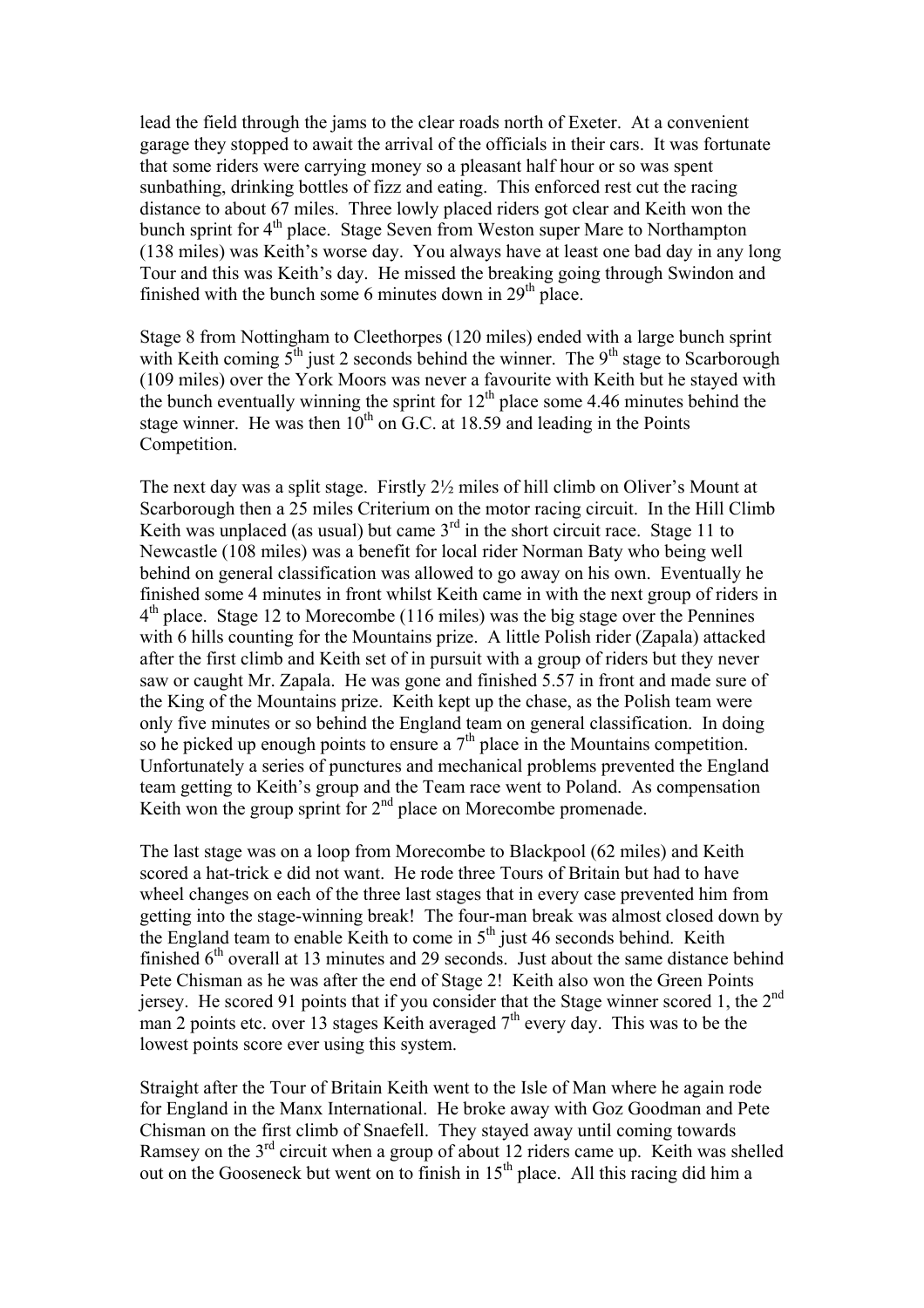lead the field through the jams to the clear roads north of Exeter. At a convenient garage they stopped to await the arrival of the officials in their cars. It was fortunate that some riders were carrying money so a pleasant half hour or so was spent sunbathing, drinking bottles of fizz and eating. This enforced rest cut the racing distance to about 67 miles. Three lowly placed riders got clear and Keith won the bunch sprint for 4th place. Stage Seven from Weston super Mare to Northampton (138 miles) was Keith's worse day. You always have at least one bad day in any long Tour and this was Keith's day. He missed the breaking going through Swindon and finished with the bunch some 6 minutes down in 29th place.

Stage 8 from Nottingham to Cleethorpes (120 miles) ended with a large bunch sprint with Keith coming 5th just 2 seconds behind the winner. The 9th stage to Scarborough (109 miles) over the York Moors was never a favourite with Keith but he stayed with the bunch eventually winning the sprint for 12th place some 4.46 minutes behind the stage winner. He was then 10th on G.C. at 18.59 and leading in the Points Competition.

The next day was a split stage. Firstly 2½ miles of hill climb on Oliver's Mount at Scarborough then a 25 miles Criterium on the motor racing circuit. In the Hill Climb Keith was unplaced (as usual) but came 3rd in the short circuit race. Stage 11 to Newcastle (108 miles) was a benefit for local rider Norman Baty who being well behind on general classification was allowed to go away on his own. Eventually he finished some 4 minutes in front whilst Keith came in with the next group of riders in 4th place. Stage 12 to Morecombe (116 miles) was the big stage over the Pennines with 6 hills counting for the Mountains prize. A little Polish rider (Zapala) attacked after the first climb and Keith set of in pursuit with a group of riders but they never saw or caught Mr. Zapala. He was gone and finished 5.57 in front and made sure of the King of the Mountains prize. Keith kept up the chase, as the Polish team were only five minutes or so behind the England team on general classification. In doing so he picked up enough points to ensure a 7th place in the Mountains competition. Unfortunately a series of punctures and mechanical problems prevented the England team getting to Keith's group and the Team race went to Poland. As compensation Keith won the group sprint for 2nd place on Morecombe promenade.

The last stage was on a loop from Morecombe to Blackpool (62 miles) and Keith scored a hat-trick e did not want. He rode three Tours of Britain but had to have wheel changes on each of the three last stages that in every case prevented him from getting into the stage-winning break! The four-man break was almost closed down by the England team to enable Keith to come in 5th just 46 seconds behind. Keith finished 6th overall at 13 minutes and 29 seconds. Just about the same distance behind Pete Chisman as he was after the end of Stage 2! Keith also won the Green Points jersey. He scored 91 points that if you consider that the Stage winner scored 1, the 2nd man 2 points etc. over 13 stages Keith averaged 7th every day. This was to be the lowest points score ever using this system.

Straight after the Tour of Britain Keith went to the Isle of Man where he again rode for England in the Manx International. He broke away with Goz Goodman and Pete Chisman on the first climb of Snaefell. They stayed away until coming towards Ramsey on the 3rd circuit when a group of about 12 riders came up. Keith was shelled out on the Gooseneck but went on to finish in 15th place. All this racing did him a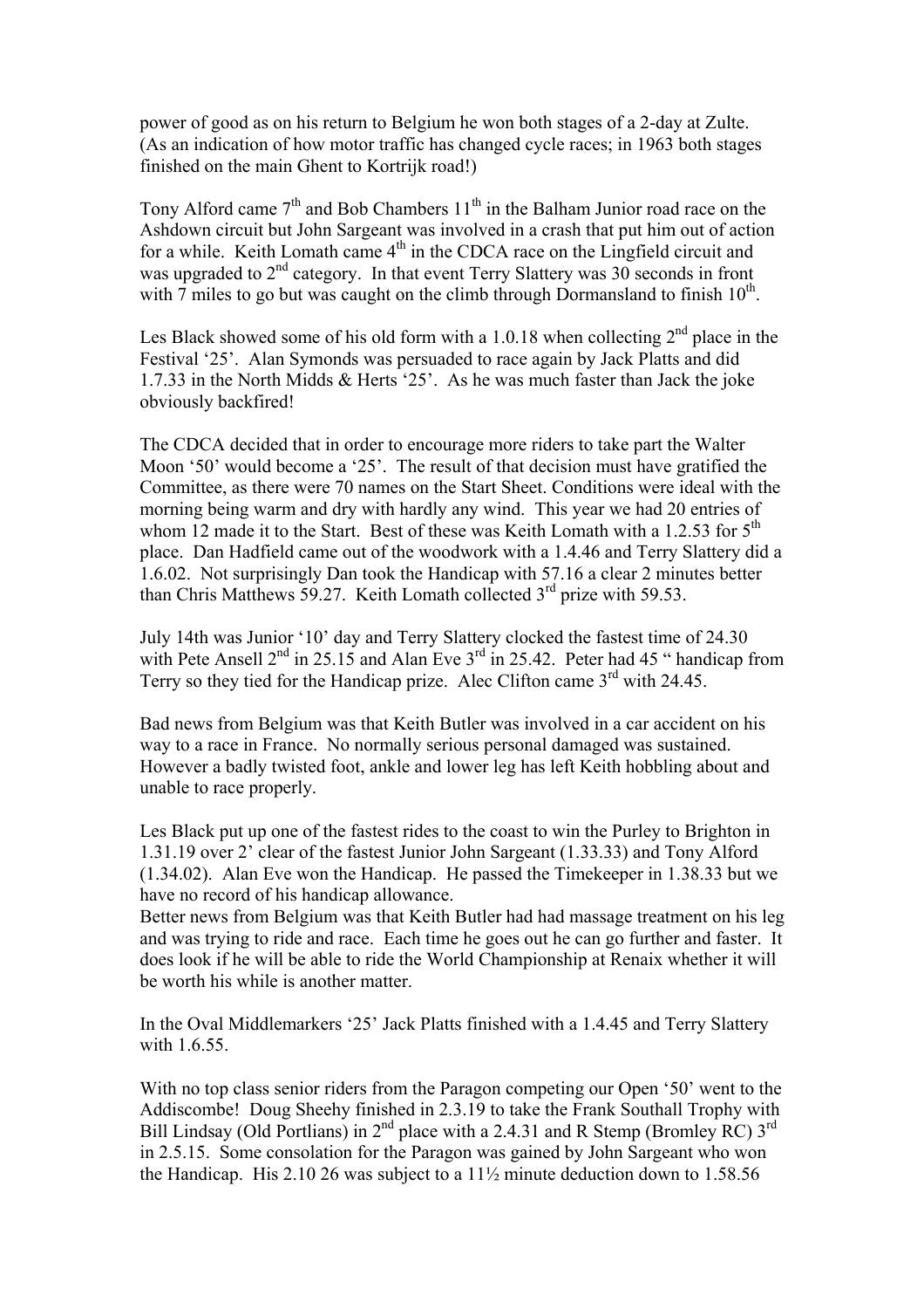power of good as on his return to Belgium he won both stages of a 2-day at Zulte. (As an indication of how motor traffic has changed cycle races; in 1963 both stages finished on the main Ghent to Kortrijk road!)

Tony Alford came 7th and Bob Chambers 11th in the Balham Junior road race on the Ashdown circuit but John Sargeant was involved in a crash that put him out of action for a while. Keith Lomath came 4th in the CDCA race on the Lingfield circuit and was upgraded to 2nd category. In that event Terry Slattery was 30 seconds in front with 7 miles to go but was caught on the climb through Dormansland to finish 10th.

Les Black showed some of his old form with a 1.0.18 when collecting 2nd place in the Festival '25'. Alan Symonds was persuaded to race again by Jack Platts and did 1.7.33 in the North Midds & Herts '25'. As he was much faster than Jack the joke obviously backfired!

The CDCA decided that in order to encourage more riders to take part the Walter Moon '50' would become a '25'. The result of that decision must have gratified the Committee, as there were 70 names on the Start Sheet. Conditions were ideal with the morning being warm and dry with hardly any wind. This year we had 20 entries of whom 12 made it to the Start. Best of these was Keith Lomath with a 1.2.53 for 5th place. Dan Hadfield came out of the woodwork with a 1.4.46 and Terry Slattery did a 1.6.02. Not surprisingly Dan took the Handicap with 57.16 a clear 2 minutes better than Chris Matthews 59.27. Keith Lomath collected 3rd prize with 59.53.

July 14th was Junior '10' day and Terry Slattery clocked the fastest time of 24.30 with Pete Ansell 2nd in 25.15 and Alan Eve 3rd in 25.42. Peter had 45 " handicap from Terry so they tied for the Handicap prize. Alec Clifton came 3rd with 24.45.

Bad news from Belgium was that Keith Butler was involved in a car accident on his way to a race in France. No normally serious personal damaged was sustained. However a badly twisted foot, ankle and lower leg has left Keith hobbling about and unable to race properly.

Les Black put up one of the fastest rides to the coast to win the Purley to Brighton in 1.31.19 over 2' clear of the fastest Junior John Sargeant (1.33.33) and Tony Alford (1.34.02). Alan Eve won the Handicap. He passed the Timekeeper in 1.38.33 but we have no record of his handicap allowance.
Better news from Belgium was that Keith Butler had had massage treatment on his leg and was trying to ride and race. Each time he goes out he can go further and faster. It does look if he will be able to ride the World Championship at Renaix whether it will be worth his while is another matter.

In the Oval Middlemarkers '25' Jack Platts finished with a 1.4.45 and Terry Slattery with 1.6.55.

With no top class senior riders from the Paragon competing our Open '50' went to the Addiscombe! Doug Sheehy finished in 2.3.19 to take the Frank Southall Trophy with Bill Lindsay (Old Portlians) in 2nd place with a 2.4.31 and R Stemp (Bromley RC) 3rd in 2.5.15. Some consolation for the Paragon was gained by John Sargeant who won the Handicap. His 2.10 26 was subject to a 11½ minute deduction down to 1.58.56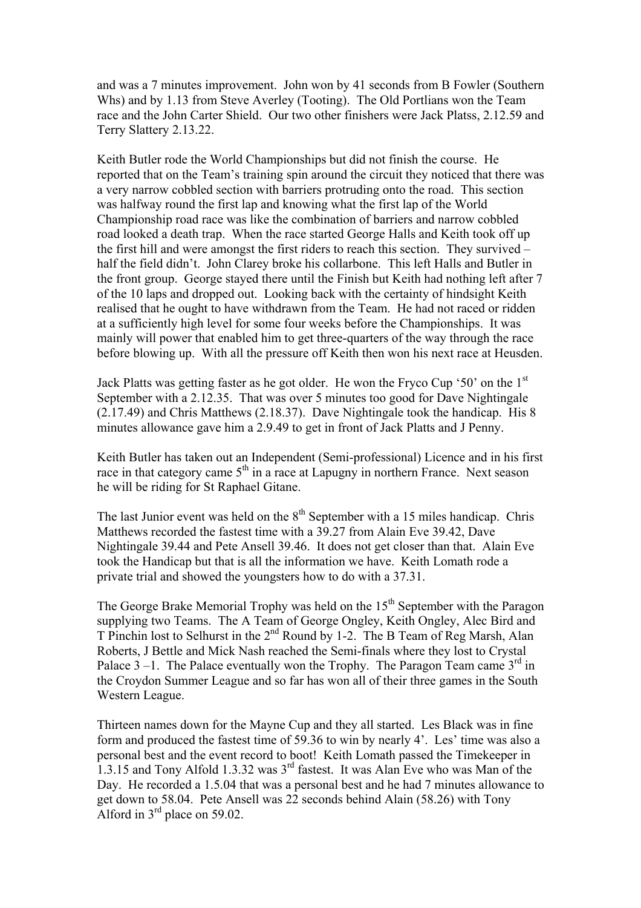and was a 7 minutes improvement. John won by 41 seconds from B Fowler (Southern Whs) and by 1.13 from Steve Averley (Tooting). The Old Portlians won the Team race and the John Carter Shield. Our two other finishers were Jack Platss, 2.12.59 and Terry Slattery 2.13.22.

Keith Butler rode the World Championships but did not finish the course. He reported that on the Team's training spin around the circuit they noticed that there was a very narrow cobbled section with barriers protruding onto the road. This section was halfway round the first lap and knowing what the first lap of the World Championship road race was like the combination of barriers and narrow cobbled road looked a death trap. When the race started George Halls and Keith took off up the first hill and were amongst the first riders to reach this section. They survived – half the field didn't. John Clarey broke his collarbone. This left Halls and Butler in the front group. George stayed there until the Finish but Keith had nothing left after 7 of the 10 laps and dropped out. Looking back with the certainty of hindsight Keith realised that he ought to have withdrawn from the Team. He had not raced or ridden at a sufficiently high level for some four weeks before the Championships. It was mainly will power that enabled him to get three-quarters of the way through the race before blowing up. With all the pressure off Keith then won his next race at Heusden.

Jack Platts was getting faster as he got older. He won the Fryco Cup '50' on the 1st September with a 2.12.35. That was over 5 minutes too good for Dave Nightingale (2.17.49) and Chris Matthews (2.18.37). Dave Nightingale took the handicap. His 8 minutes allowance gave him a 2.9.49 to get in front of Jack Platts and J Penny.

Keith Butler has taken out an Independent (Semi-professional) Licence and in his first race in that category came 5th in a race at Lapugny in northern France. Next season he will be riding for St Raphael Gitane.

The last Junior event was held on the 8th September with a 15 miles handicap. Chris Matthews recorded the fastest time with a 39.27 from Alain Eve 39.42, Dave Nightingale 39.44 and Pete Ansell 39.46. It does not get closer than that. Alain Eve took the Handicap but that is all the information we have. Keith Lomath rode a private trial and showed the youngsters how to do with a 37.31.

The George Brake Memorial Trophy was held on the 15th September with the Paragon supplying two Teams. The A Team of George Ongley, Keith Ongley, Alec Bird and T Pinchin lost to Selhurst in the 2nd Round by 1-2. The B Team of Reg Marsh, Alan Roberts, J Bettle and Mick Nash reached the Semi-finals where they lost to Crystal Palace 3 –1. The Palace eventually won the Trophy. The Paragon Team came 3rd in the Croydon Summer League and so far has won all of their three games in the South Western League.

Thirteen names down for the Mayne Cup and they all started. Les Black was in fine form and produced the fastest time of 59.36 to win by nearly 4'. Les' time was also a personal best and the event record to boot! Keith Lomath passed the Timekeeper in 1.3.15 and Tony Alfold 1.3.32 was 3rd fastest. It was Alan Eve who was Man of the Day. He recorded a 1.5.04 that was a personal best and he had 7 minutes allowance to get down to 58.04. Pete Ansell was 22 seconds behind Alain (58.26) with Tony Alford in 3rd place on 59.02.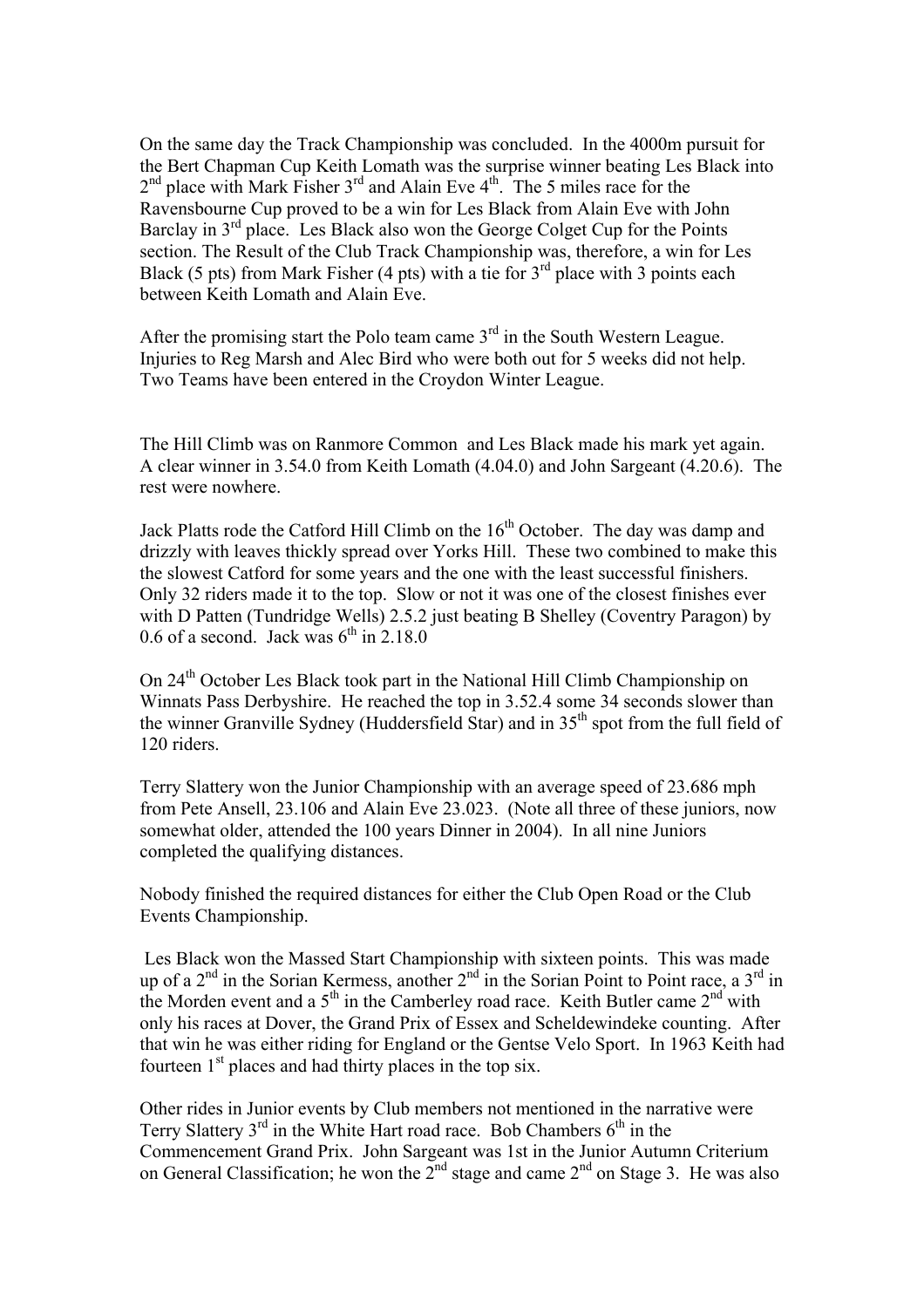On the same day the Track Championship was concluded. In the 4000m pursuit for the Bert Chapman Cup Keith Lomath was the surprise winner beating Les Black into 2nd place with Mark Fisher 3rd and Alain Eve 4th. The 5 miles race for the Ravensbourne Cup proved to be a win for Les Black from Alain Eve with John Barclay in 3rd place. Les Black also won the George Colget Cup for the Points section. The Result of the Club Track Championship was, therefore, a win for Les Black (5 pts) from Mark Fisher (4 pts) with a tie for 3rd place with 3 points each between Keith Lomath and Alain Eve.

After the promising start the Polo team came 3rd in the South Western League. Injuries to Reg Marsh and Alec Bird who were both out for 5 weeks did not help. Two Teams have been entered in the Croydon Winter League.

The Hill Climb was on Ranmore Common and Les Black made his mark yet again. A clear winner in 3.54.0 from Keith Lomath (4.04.0) and John Sargeant (4.20.6). The rest were nowhere.

Jack Platts rode the Catford Hill Climb on the 16th October. The day was damp and drizzly with leaves thickly spread over Yorks Hill. These two combined to make this the slowest Catford for some years and the one with the least successful finishers. Only 32 riders made it to the top. Slow or not it was one of the closest finishes ever with D Patten (Tundridge Wells) 2.5.2 just beating B Shelley (Coventry Paragon) by 0.6 of a second. Jack was 6th in 2.18.0

On 24th October Les Black took part in the National Hill Climb Championship on Winnats Pass Derbyshire. He reached the top in 3.52.4 some 34 seconds slower than the winner Granville Sydney (Huddersfield Star) and in 35th spot from the full field of 120 riders.

Terry Slattery won the Junior Championship with an average speed of 23.686 mph from Pete Ansell, 23.106 and Alain Eve 23.023. (Note all three of these juniors, now somewhat older, attended the 100 years Dinner in 2004). In all nine Juniors completed the qualifying distances.

Nobody finished the required distances for either the Club Open Road or the Club Events Championship.

Les Black won the Massed Start Championship with sixteen points. This was made up of a 2nd in the Sorian Kermess, another 2nd in the Sorian Point to Point race, a 3rd in the Morden event and a 5th in the Camberley road race. Keith Butler came 2nd with only his races at Dover, the Grand Prix of Essex and Scheldewindeke counting. After that win he was either riding for England or the Gentse Velo Sport. In 1963 Keith had fourteen 1st places and had thirty places in the top six.

Other rides in Junior events by Club members not mentioned in the narrative were Terry Slattery 3rd in the White Hart road race. Bob Chambers 6th in the Commencement Grand Prix. John Sargeant was 1st in the Junior Autumn Criterium on General Classification; he won the 2nd stage and came 2nd on Stage 3. He was also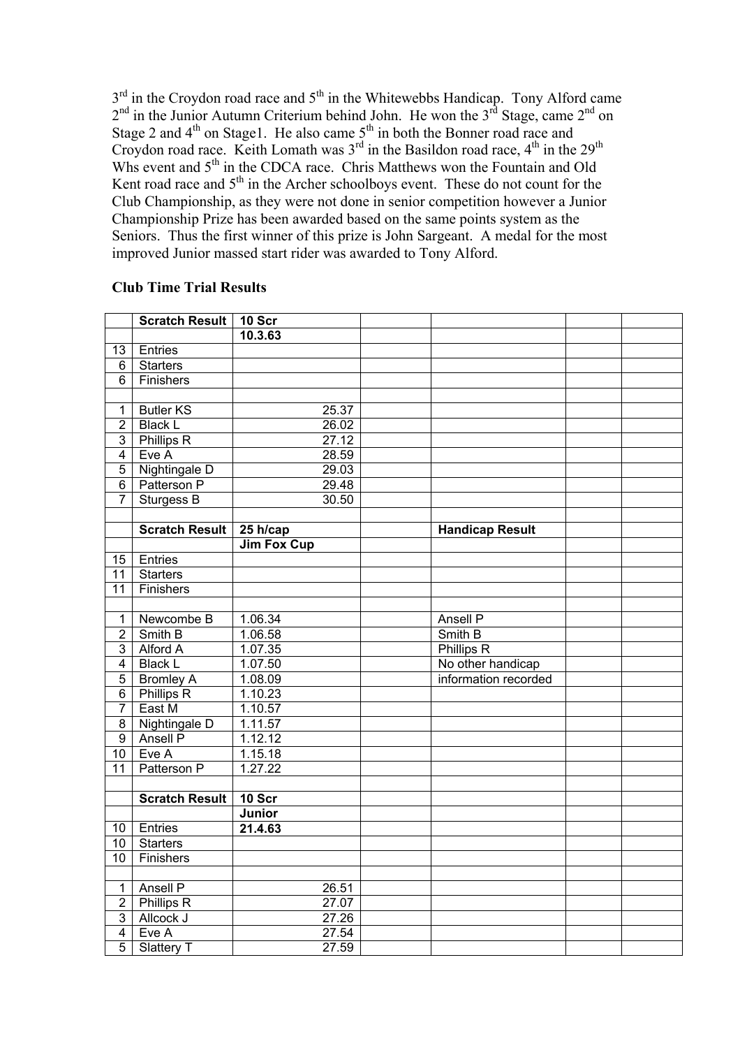3rd in the Croydon road race and 5th in the Whitewebbs Handicap. Tony Alford came 2nd in the Junior Autumn Criterium behind John. He won the 3rd Stage, came 2nd on Stage 2 and 4th on Stage1. He also came 5th in both the Bonner road race and Croydon road race. Keith Lomath was 3rd in the Basildon road race, 4th in the 29th Whs event and 5th in the CDCA race. Chris Matthews won the Fountain and Old Kent road race and 5th in the Archer schoolboys event. These do not count for the Club Championship, as they were not done in senior competition however a Junior Championship Prize has been awarded based on the same points system as the Seniors. Thus the first winner of this prize is John Sargeant. A medal for the most improved Junior massed start rider was awarded to Tony Alford.

**Club Time Trial Results**

| | **Scratch Result** | **10 Scr** | | | | |
|---|---|---|---|---|---|---|
| | | **10.3.63** | | | | |
| 13 | Entries | | | | | |
| 6 | Starters | | | | | |
| 6 | Finishers | | | | | |
| | | | | | | |
| 1 | Butler KS | 25.37 | | | | |
| 2 | Black L | 26.02 | | | | |
| 3 | Phillips R | 27.12 | | | | |
| 4 | Eve A | 28.59 | | | | |
| 5 | Nightingale D | 29.03 | | | | |
| 6 | Patterson P | 29.48 | | | | |
| 7 | Sturgess B | 30.50 | | | | |
| | | | | | | |
| | **Scratch Result** | **25 h/cap** | | **Handicap Result** | | |
| | | **Jim Fox Cup** | | | | |
| 15 | Entries | | | | | |
| 11 | Starters | | | | | |
| 11 | Finishers | | | | | |
| | | | | | | |
| 1 | Newcombe B | 1.06.34 | | Ansell P | | |
| 2 | Smith B | 1.06.58 | | Smith B | | |
| 3 | Alford A | 1.07.35 | | Phillips R | | |
| 4 | Black L | 1.07.50 | | No other handicap | | |
| 5 | Bromley A | 1.08.09 | | information recorded | | |
| 6 | Phillips R | 1.10.23 | | | | |
| 7 | East M | 1.10.57 | | | | |
| 8 | Nightingale D | 1.11.57 | | | | |
| 9 | Ansell P | 1.12.12 | | | | |
| 10 | Eve A | 1.15.18 | | | | |
| 11 | Patterson P | 1.27.22 | | | | |
| | | | | | | |
| | **Scratch Result** | **10 Scr** | | | | |
| | | **Junior** | | | | |
| 10 | Entries | **21.4.63** | | | | |
| 10 | Starters | | | | | |
| 10 | Finishers | | | | | |
| | | | | | | |
| 1 | Ansell P | 26.51 | | | | |
| 2 | Phillips R | 27.07 | | | | |
| 3 | Allcock J | 27.26 | | | | |
| 4 | Eve A | 27.54 | | | | |
| 5 | Slattery T | 27.59 | | | | |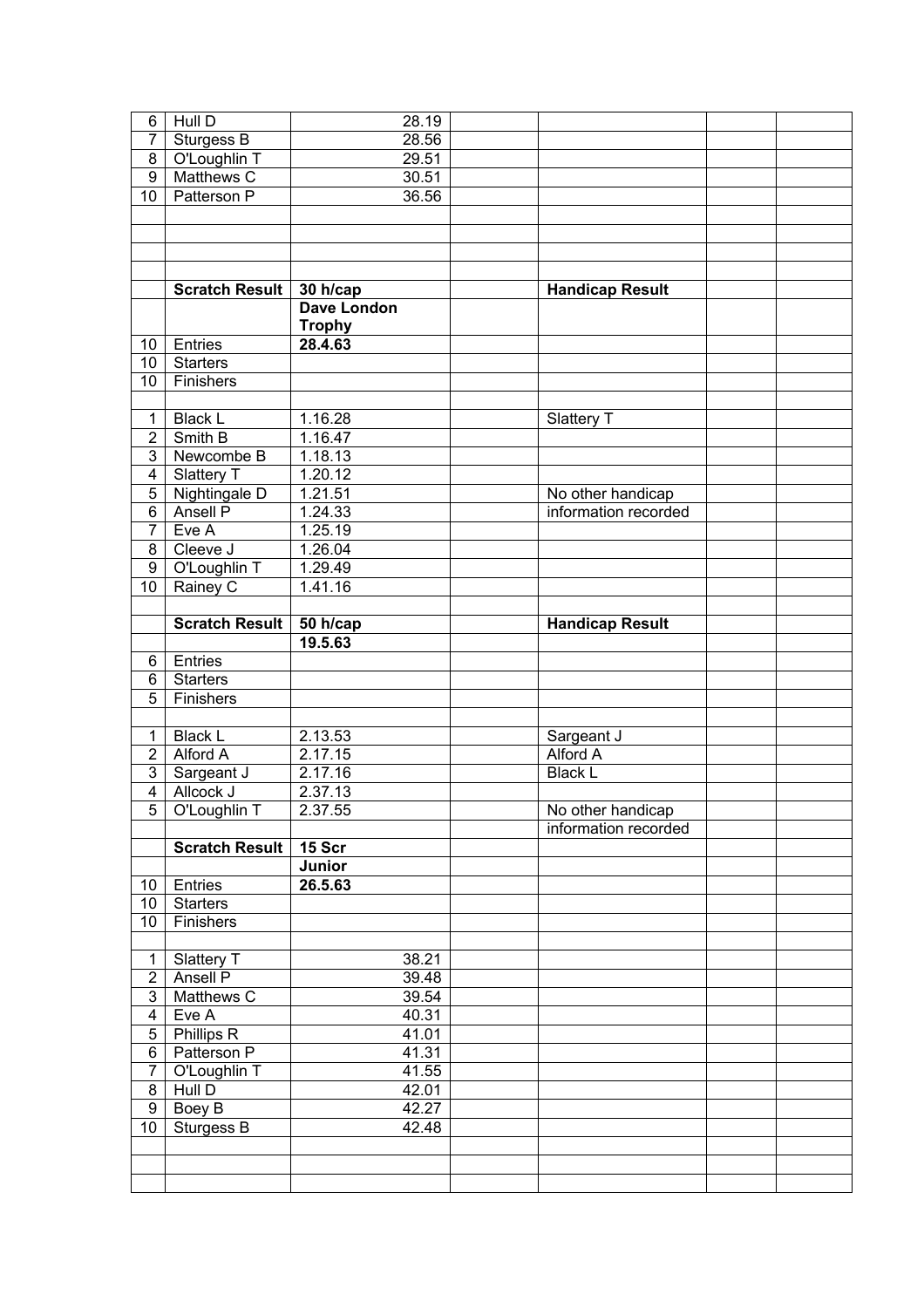| | | | | | | |
|---|---|---|---|---|---|---|
| 6 | Hull D | 28.19 | | | | |
| 7 | Sturgess B | 28.56 | | | | |
| 8 | O'Loughlin T | 29.51 | | | | |
| 9 | Matthews C | 30.51 | | | | |
| 10 | Patterson P | 36.56 | | | | |
| | | | | | | |
| | | | | | | |
| | | | | | | |
| | | | | | | |
| | **Scratch Result** | **30 h/cap** | | **Handicap Result** | | |
| | | **Dave London Trophy** | | | | |
| 10 | Entries | **28.4.63** | | | | |
| 10 | Starters | | | | | |
| 10 | Finishers | | | | | |
| | | | | | | |
| 1 | Black L | 1.16.28 | | Slattery T | | |
| 2 | Smith B | 1.16.47 | | | | |
| 3 | Newcombe B | 1.18.13 | | | | |
| 4 | Slattery T | 1.20.12 | | | | |
| 5 | Nightingale D | 1.21.51 | | No other handicap | | |
| 6 | Ansell P | 1.24.33 | | information recorded | | |
| 7 | Eve A | 1.25.19 | | | | |
| 8 | Cleeve J | 1.26.04 | | | | |
| 9 | O'Loughlin T | 1.29.49 | | | | |
| 10 | Rainey C | 1.41.16 | | | | |
| | | | | | | |
| | **Scratch Result** | **50 h/cap** | | **Handicap Result** | | |
| | | **19.5.63** | | | | |
| 6 | Entries | | | | | |
| 6 | Starters | | | | | |
| 5 | Finishers | | | | | |
| | | | | | | |
| 1 | Black L | 2.13.53 | | Sargeant J | | |
| 2 | Alford A | 2.17.15 | | Alford A | | |
| 3 | Sargeant J | 2.17.16 | | Black L | | |
| 4 | Allcock J | 2.37.13 | | | | |
| 5 | O'Loughlin T | 2.37.55 | | No other handicap | | |
| | | | | information recorded | | |
| | **Scratch Result** | **15 Scr** | | | | |
| | | **Junior** | | | | |
| 10 | Entries | **26.5.63** | | | | |
| 10 | Starters | | | | | |
| 10 | Finishers | | | | | |
| | | | | | | |
| 1 | Slattery T | 38.21 | | | | |
| 2 | Ansell P | 39.48 | | | | |
| 3 | Matthews C | 39.54 | | | | |
| 4 | Eve A | 40.31 | | | | |
| 5 | Phillips R | 41.01 | | | | |
| 6 | Patterson P | 41.31 | | | | |
| 7 | O'Loughlin T | 41.55 | | | | |
| 8 | Hull D | 42.01 | | | | |
| 9 | Boey B | 42.27 | | | | |
| 10 | Sturgess B | 42.48 | | | | |
| | | | | | | |
| | | | | | | |
| | | | | | | |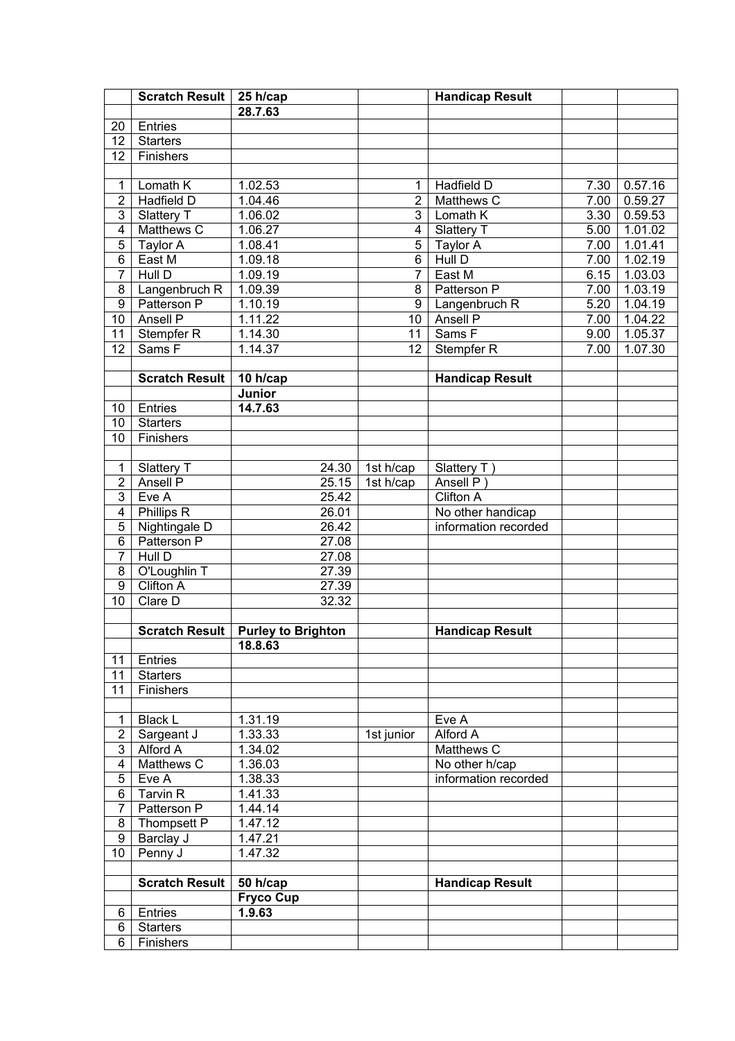| | Scratch Result | 25 h/cap | | Handicap Result | | |
|---|---|---|---|---|---|---|
| | | 28.7.63 | | | | |
| 20 | Entries | | | | | |
| 12 | Starters | | | | | |
| 12 | Finishers | | | | | |
| | | | | | | |
| 1 | Lomath K | 1.02.53 | 1 | Hadfield D | 7.30 | 0.57.16 |
| 2 | Hadfield D | 1.04.46 | 2 | Matthews C | 7.00 | 0.59.27 |
| 3 | Slattery T | 1.06.02 | 3 | Lomath K | 3.30 | 0.59.53 |
| 4 | Matthews C | 1.06.27 | 4 | Slattery T | 5.00 | 1.01.02 |
| 5 | Taylor A | 1.08.41 | 5 | Taylor A | 7.00 | 1.01.41 |
| 6 | East M | 1.09.18 | 6 | Hull D | 7.00 | 1.02.19 |
| 7 | Hull D | 1.09.19 | 7 | East M | 6.15 | 1.03.03 |
| 8 | Langenbruch R | 1.09.39 | 8 | Patterson P | 7.00 | 1.03.19 |
| 9 | Patterson P | 1.10.19 | 9 | Langenbruch R | 5.20 | 1.04.19 |
| 10 | Ansell P | 1.11.22 | 10 | Ansell P | 7.00 | 1.04.22 |
| 11 | Stempfer R | 1.14.30 | 11 | Sams F | 9.00 | 1.05.37 |
| 12 | Sams F | 1.14.37 | 12 | Stempfer R | 7.00 | 1.07.30 |
| | | | | | | |
| | Scratch Result | 10 h/cap | | Handicap Result | | |
| | | Junior | | | | |
| 10 | Entries | 14.7.63 | | | | |
| 10 | Starters | | | | | |
| 10 | Finishers | | | | | |
| | | | | | | |
| 1 | Slattery T | 24.30 | 1st h/cap | Slattery T ) | | |
| 2 | Ansell P | 25.15 | 1st h/cap | Ansell P ) | | |
| 3 | Eve A | 25.42 | | Clifton A | | |
| 4 | Phillips R | 26.01 | | No other handicap | | |
| 5 | Nightingale D | 26.42 | | information recorded | | |
| 6 | Patterson P | 27.08 | | | | |
| 7 | Hull D | 27.08 | | | | |
| 8 | O'Loughlin T | 27.39 | | | | |
| 9 | Clifton A | 27.39 | | | | |
| 10 | Clare D | 32.32 | | | | |
| | | | | | | |
| | Scratch Result | Purley to Brighton | | Handicap Result | | |
| | | 18.8.63 | | | | |
| 11 | Entries | | | | | |
| 11 | Starters | | | | | |
| 11 | Finishers | | | | | |
| | | | | | | |
| 1 | Black L | 1.31.19 | | Eve A | | |
| 2 | Sargeant J | 1.33.33 | 1st junior | Alford A | | |
| 3 | Alford A | 1.34.02 | | Matthews C | | |
| 4 | Matthews C | 1.36.03 | | No other h/cap | | |
| 5 | Eve A | 1.38.33 | | information recorded | | |
| 6 | Tarvin R | 1.41.33 | | | | |
| 7 | Patterson P | 1.44.14 | | | | |
| 8 | Thompsett P | 1.47.12 | | | | |
| 9 | Barclay J | 1.47.21 | | | | |
| 10 | Penny J | 1.47.32 | | | | |
| | | | | | | |
| | Scratch Result | 50 h/cap | | Handicap Result | | |
| | | Fryco Cup | | | | |
| 6 | Entries | 1.9.63 | | | | |
| 6 | Starters | | | | | |
| 6 | Finishers | | | | | |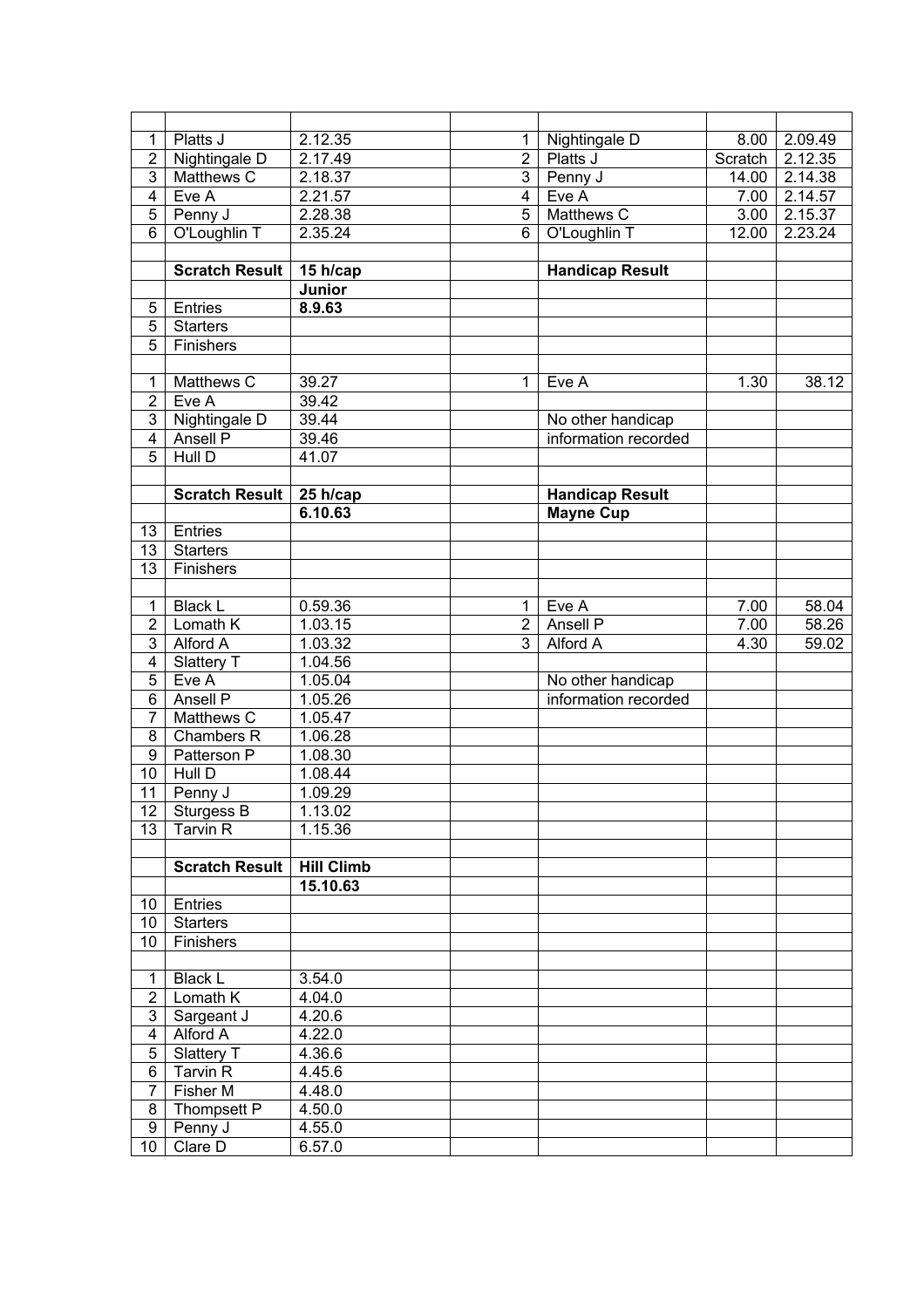| | | | | | | |
|---|---|---|---|---|---|---|
| | | | | | | |
| 1 | Platts J | 2.12.35 | 1 | Nightingale D | 8.00 | 2.09.49 |
| 2 | Nightingale D | 2.17.49 | 2 | Platts J | Scratch | 2.12.35 |
| 3 | Matthews C | 2.18.37 | 3 | Penny J | 14.00 | 2.14.38 |
| 4 | Eve A | 2.21.57 | 4 | Eve A | 7.00 | 2.14.57 |
| 5 | Penny J | 2.28.38 | 5 | Matthews C | 3.00 | 2.15.37 |
| 6 | O'Loughlin T | 2.35.24 | 6 | O'Loughlin T | 12.00 | 2.23.24 |
| | | | | | | |
| | **Scratch Result** | **15 h/cap** | | **Handicap Result** | | |
| | | **Junior** | | | | |
| 5 | Entries | **8.9.63** | | | | |
| 5 | Starters | | | | | |
| 5 | Finishers | | | | | |
| | | | | | | |
| 1 | Matthews C | 39.27 | 1 | Eve A | 1.30 | 38.12 |
| 2 | Eve A | 39.42 | | | | |
| 3 | Nightingale D | 39.44 | | No other handicap | | |
| 4 | Ansell P | 39.46 | | information recorded | | |
| 5 | Hull D | 41.07 | | | | |
| | | | | | | |
| | **Scratch Result** | **25 h/cap** | | **Handicap Result** | | |
| | | **6.10.63** | | **Mayne Cup** | | |
| 13 | Entries | | | | | |
| 13 | Starters | | | | | |
| 13 | Finishers | | | | | |
| | | | | | | |
| 1 | Black L | 0.59.36 | 1 | Eve A | 7.00 | 58.04 |
| 2 | Lomath K | 1.03.15 | 2 | Ansell P | 7.00 | 58.26 |
| 3 | Alford A | 1.03.32 | 3 | Alford A | 4.30 | 59.02 |
| 4 | Slattery T | 1.04.56 | | | | |
| 5 | Eve A | 1.05.04 | | No other handicap | | |
| 6 | Ansell P | 1.05.26 | | information recorded | | |
| 7 | Matthews C | 1.05.47 | | | | |
| 8 | Chambers R | 1.06.28 | | | | |
| 9 | Patterson P | 1.08.30 | | | | |
| 10 | Hull D | 1.08.44 | | | | |
| 11 | Penny J | 1.09.29 | | | | |
| 12 | Sturgess B | 1.13.02 | | | | |
| 13 | Tarvin R | 1.15.36 | | | | |
| | | | | | | |
| | **Scratch Result** | **Hill Climb** | | | | |
| | | **15.10.63** | | | | |
| 10 | Entries | | | | | |
| 10 | Starters | | | | | |
| 10 | Finishers | | | | | |
| | | | | | | |
| 1 | Black L | 3.54.0 | | | | |
| 2 | Lomath K | 4.04.0 | | | | |
| 3 | Sargeant J | 4.20.6 | | | | |
| 4 | Alford A | 4.22.0 | | | | |
| 5 | Slattery T | 4.36.6 | | | | |
| 6 | Tarvin R | 4.45.6 | | | | |
| 7 | Fisher M | 4.48.0 | | | | |
| 8 | Thompsett P | 4.50.0 | | | | |
| 9 | Penny J | 4.55.0 | | | | |
| 10 | Clare D | 6.57.0 | | | | |